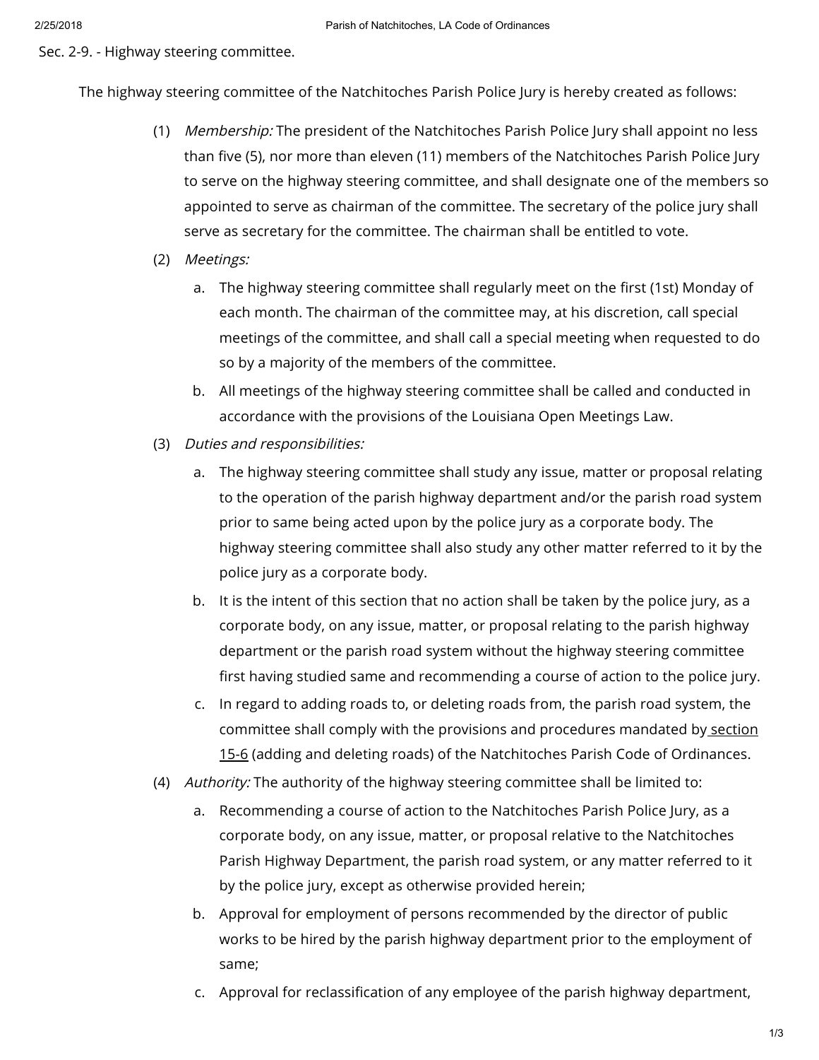## Sec. 2-9. - Highway steering committee.

The highway steering committee of the Natchitoches Parish Police Jury is hereby created as follows:

(1) *Membership:* The president of the Natchitoches Parish Police Jury shall appoint no less than five (5), nor more than eleven (11) members of the Natchitoches Parish Police Jury to serve on the highway steering committee, and shall designate one of the members so appointed to serve as chairman of the committee. The secretary of the police jury shall serve as secretary for the committee. The chairman shall be entitled to vote.

(2) *Meetings:*

a. The highway steering committee shall regularly meet on the first (1st) Monday of each month. The chairman of the committee may, at his discretion, call special meetings of the committee, and shall call a special meeting when requested to do so by a majority of the members of the committee.

b. All meetings of the highway steering committee shall be called and conducted in accordance with the provisions of the Louisiana Open Meetings Law.

(3) *Duties and responsibilities:*

a. The highway steering committee shall study any issue, matter or proposal relating to the operation of the parish highway department and/or the parish road system prior to same being acted upon by the police jury as a corporate body. The highway steering committee shall also study any other matter referred to it by the police jury as a corporate body.

b. It is the intent of this section that no action shall be taken by the police jury, as a corporate body, on any issue, matter, or proposal relating to the parish highway department or the parish road system without the highway steering committee first having studied same and recommending a course of action to the police jury.

c. In regard to adding roads to, or deleting roads from, the parish road system, the committee shall comply with the provisions and procedures mandated by section 15-6 (adding and deleting roads) of the Natchitoches Parish Code of Ordinances.

(4) *Authority:* The authority of the highway steering committee shall be limited to:

a. Recommending a course of action to the Natchitoches Parish Police Jury, as a corporate body, on any issue, matter, or proposal relative to the Natchitoches Parish Highway Department, the parish road system, or any matter referred to it by the police jury, except as otherwise provided herein;

b. Approval for employment of persons recommended by the director of public works to be hired by the parish highway department prior to the employment of same;

c. Approval for reclassification of any employee of the parish highway department,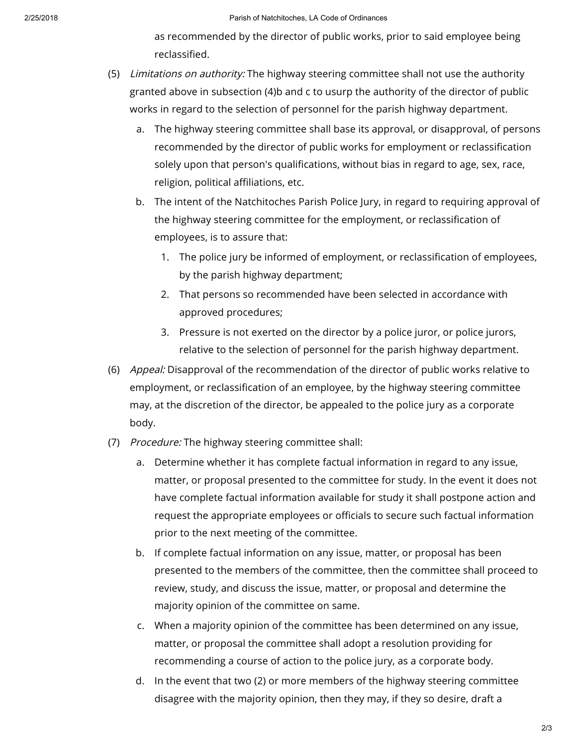as recommended by the director of public works, prior to said employee being reclassified.

(5) *Limitations on authority:* The highway steering committee shall not use the authority granted above in subsection (4)b and c to usurp the authority of the director of public works in regard to the selection of personnel for the parish highway department.

   a. The highway steering committee shall base its approval, or disapproval, of persons recommended by the director of public works for employment or reclassification solely upon that person's qualifications, without bias in regard to age, sex, race, religion, political affiliations, etc.

   b. The intent of the Natchitoches Parish Police Jury, in regard to requiring approval of the highway steering committee for the employment, or reclassification of employees, is to assure that:

      1. The police jury be informed of employment, or reclassification of employees, by the parish highway department;

      2. That persons so recommended have been selected in accordance with approved procedures;

      3. Pressure is not exerted on the director by a police juror, or police jurors, relative to the selection of personnel for the parish highway department.

(6) *Appeal:* Disapproval of the recommendation of the director of public works relative to employment, or reclassification of an employee, by the highway steering committee may, at the discretion of the director, be appealed to the police jury as a corporate body.

(7) *Procedure:* The highway steering committee shall:

   a. Determine whether it has complete factual information in regard to any issue, matter, or proposal presented to the committee for study. In the event it does not have complete factual information available for study it shall postpone action and request the appropriate employees or officials to secure such factual information prior to the next meeting of the committee.

   b. If complete factual information on any issue, matter, or proposal has been presented to the members of the committee, then the committee shall proceed to review, study, and discuss the issue, matter, or proposal and determine the majority opinion of the committee on same.

   c. When a majority opinion of the committee has been determined on any issue, matter, or proposal the committee shall adopt a resolution providing for recommending a course of action to the police jury, as a corporate body.

   d. In the event that two (2) or more members of the highway steering committee disagree with the majority opinion, then they may, if they so desire, draft a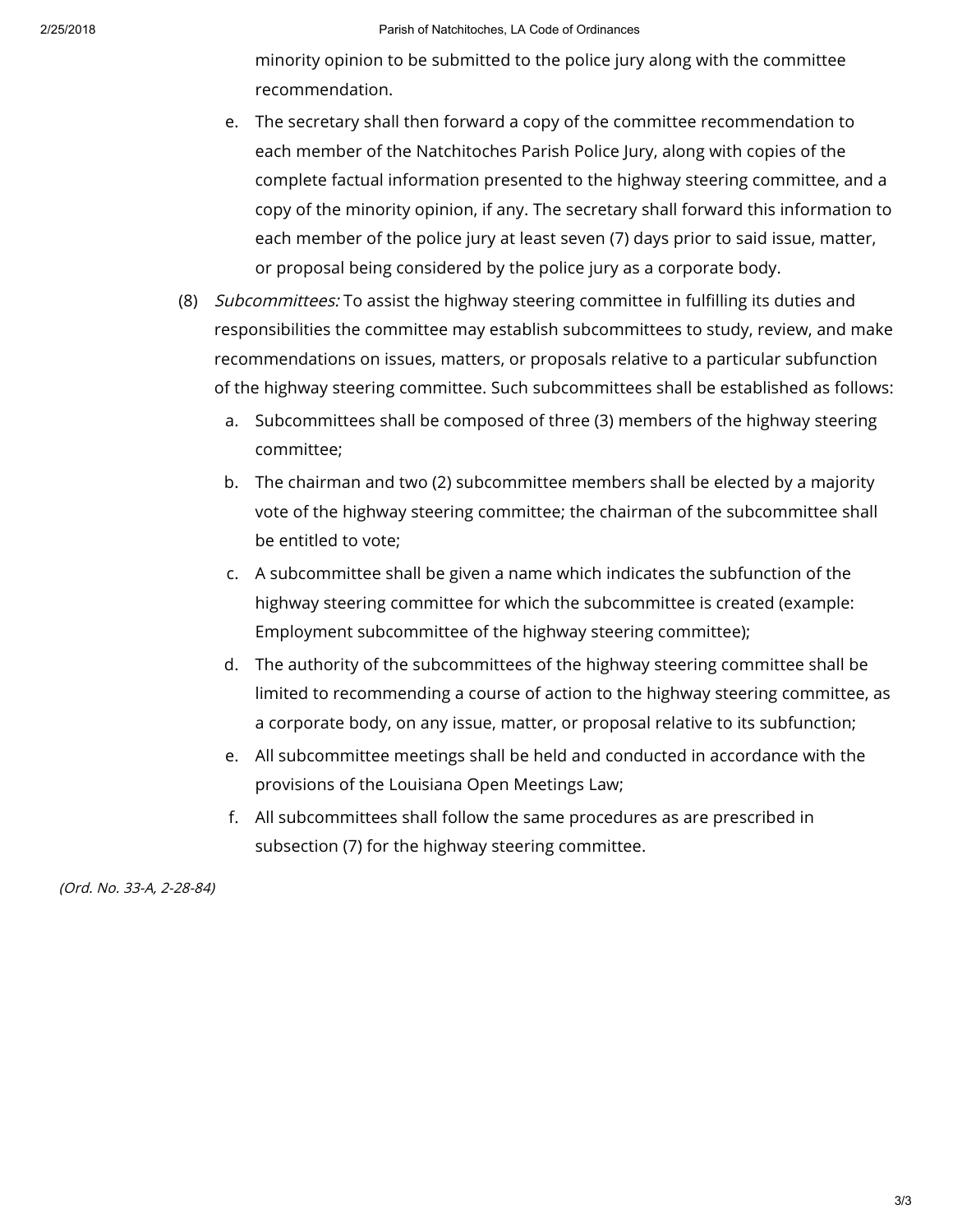minority opinion to be submitted to the police jury along with the committee recommendation.

e. The secretary shall then forward a copy of the committee recommendation to each member of the Natchitoches Parish Police Jury, along with copies of the complete factual information presented to the highway steering committee, and a copy of the minority opinion, if any. The secretary shall forward this information to each member of the police jury at least seven (7) days prior to said issue, matter, or proposal being considered by the police jury as a corporate body.

(8) *Subcommittees:* To assist the highway steering committee in fulfilling its duties and responsibilities the committee may establish subcommittees to study, review, and make recommendations on issues, matters, or proposals relative to a particular subfunction of the highway steering committee. Such subcommittees shall be established as follows:

a. Subcommittees shall be composed of three (3) members of the highway steering committee;

b. The chairman and two (2) subcommittee members shall be elected by a majority vote of the highway steering committee; the chairman of the subcommittee shall be entitled to vote;

c. A subcommittee shall be given a name which indicates the subfunction of the highway steering committee for which the subcommittee is created (example: Employment subcommittee of the highway steering committee);

d. The authority of the subcommittees of the highway steering committee shall be limited to recommending a course of action to the highway steering committee, as a corporate body, on any issue, matter, or proposal relative to its subfunction;

e. All subcommittee meetings shall be held and conducted in accordance with the provisions of the Louisiana Open Meetings Law;

f. All subcommittees shall follow the same procedures as are prescribed in subsection (7) for the highway steering committee.

*(Ord. No. 33-A, 2-28-84)*